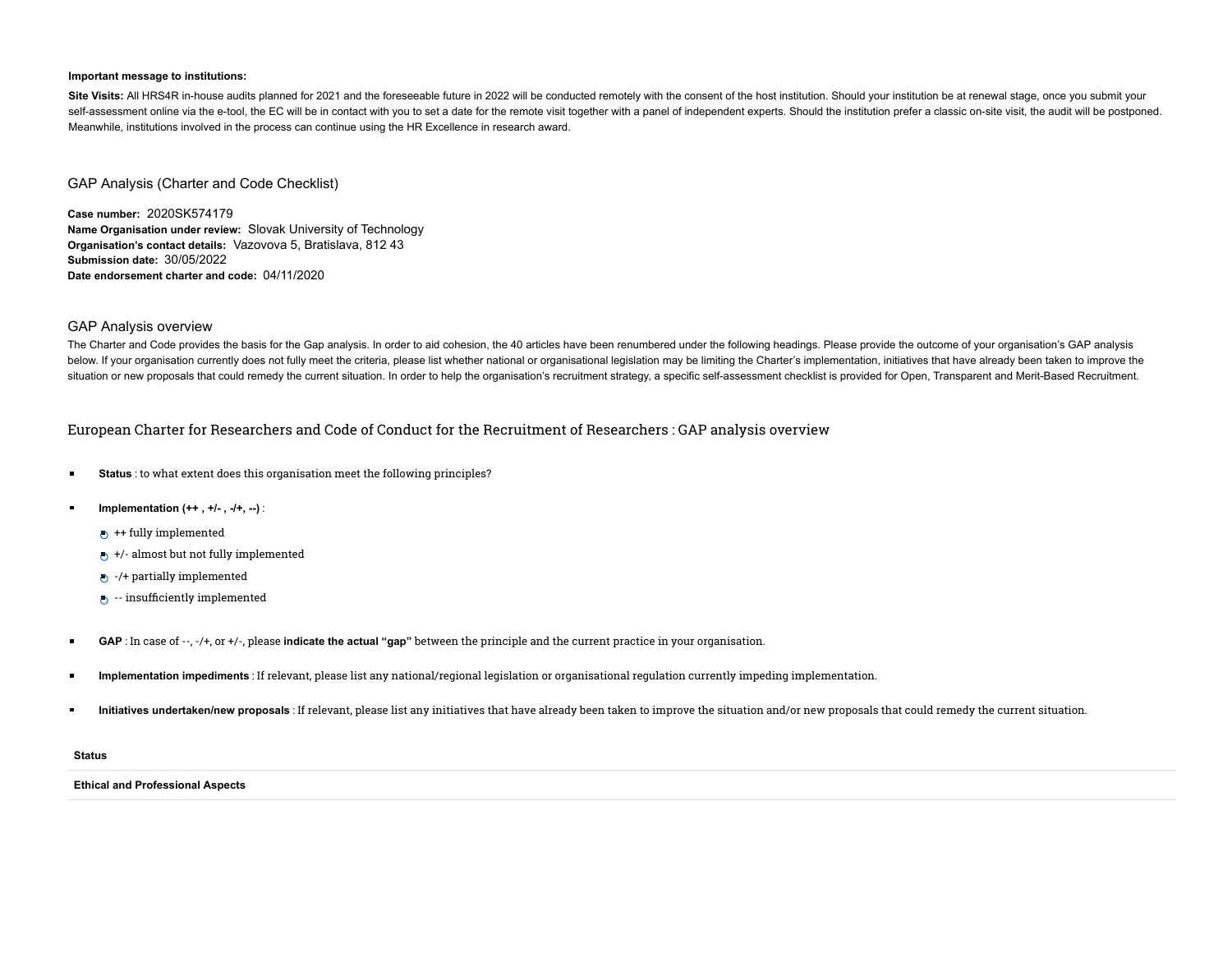**Important message to institutions:**

**Site Visits:** All HRS4R in-house audits planned for 2021 and the foreseeable future in 2022 will be conducted remotely with the consent of the host institution. Should your institution be at renewal stage, once you submit your self-assessment online via the e-tool, the EC will be in contact with you to set a date for the remote visit together with a panel of independent experts. Should the institution prefer a classic on-site visit, the audit will be postponed. Meanwhile, institutions involved in the process can continue using the HR Excellence in research award.

## GAP Analysis (Charter and Code Checklist)

**Case number:** 2020SK574179
**Name Organisation under review:** Slovak University of Technology
**Organisation's contact details:** Vazovova 5, Bratislava, 812 43
**Submission date:** 30/05/2022
**Date endorsement charter and code:** 04/11/2020

## GAP Analysis overview

The Charter and Code provides the basis for the Gap analysis. In order to aid cohesion, the 40 articles have been renumbered under the following headings. Please provide the outcome of your organisation's GAP analysis below. If your organisation currently does not fully meet the criteria, please list whether national or organisational legislation may be limiting the Charter's implementation, initiatives that have already been taken to improve the situation or new proposals that could remedy the current situation. In order to help the organisation's recruitment strategy, a specific self-assessment checklist is provided for Open, Transparent and Merit-Based Recruitment.

## European Charter for Researchers and Code of Conduct for the Recruitment of Researchers : GAP analysis overview

- **Status** : to what extent does this organisation meet the following principles?
- **Implementation (++ , +/- , -/+, --)** :
  - ++ fully implemented
  - +/- almost but not fully implemented
  - -/+ partially implemented
  - -- insufficiently implemented
- **GAP** : In case of --, -/+, or +/-, please **indicate the actual "gap"** between the principle and the current practice in your organisation.
- **Implementation impediments** : If relevant, please list any national/regional legislation or organisational regulation currently impeding implementation.
- **Initiatives undertaken/new proposals** : If relevant, please list any initiatives that have already been taken to improve the situation and/or new proposals that could remedy the current situation.

**Status**

**Ethical and Professional Aspects**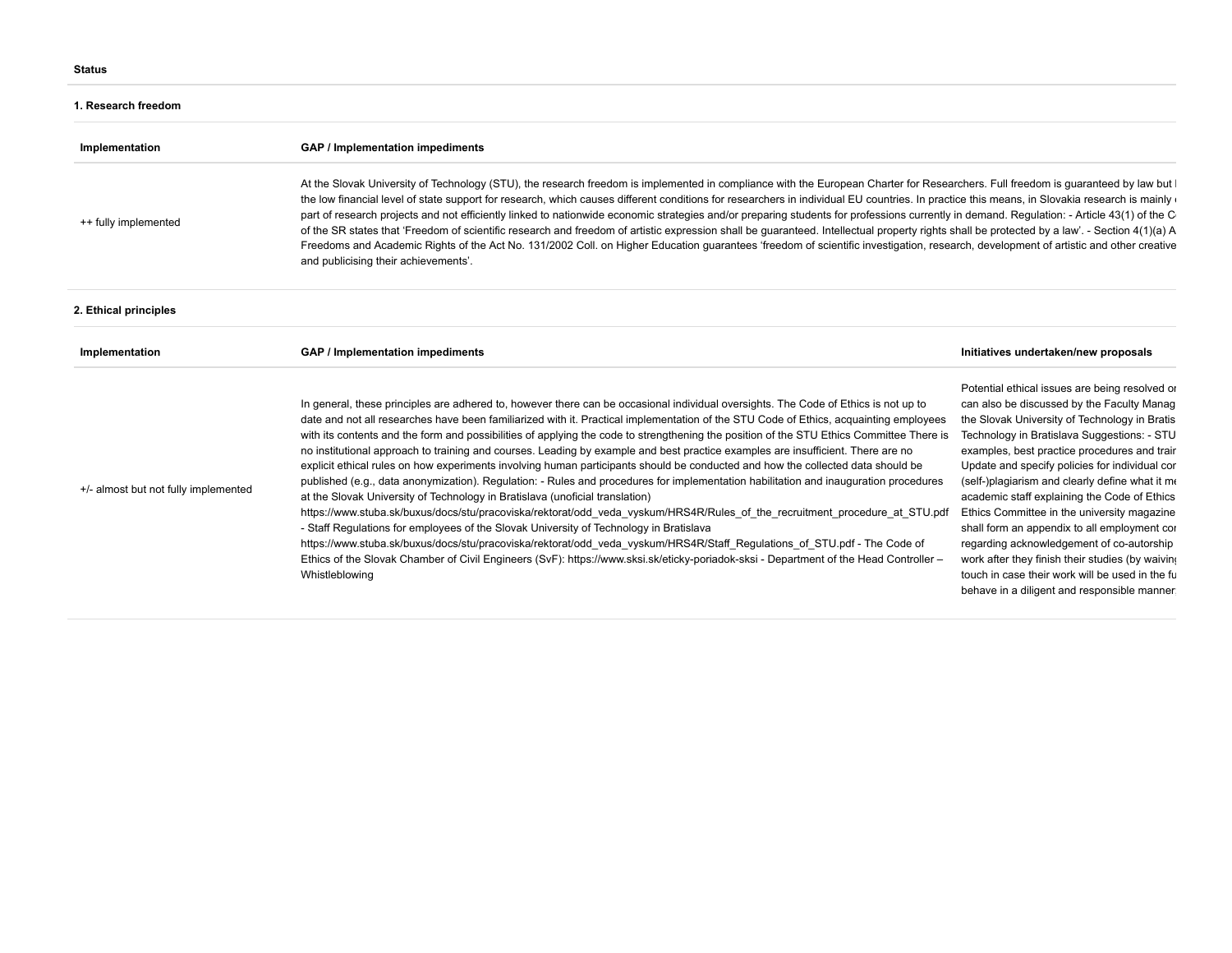**Status**

**1. Research freedom**

| Implementation | GAP / Implementation impediments |
|---|---|
| ++ fully implemented | At the Slovak University of Technology (STU), the research freedom is implemented in compliance with the European Charter for Researchers. Full freedom is guaranteed by law but l the low financial level of state support for research, which causes different conditions for researchers in individual EU countries. In practice this means, in Slovakia research is mainly part of research projects and not efficiently linked to nationwide economic strategies and/or preparing students for professions currently in demand. Regulation: - Article 43(1) of the C of the SR states that 'Freedom of scientific research and freedom of artistic expression shall be guaranteed. Intellectual property rights shall be protected by a law'. - Section 4(1)(a) A Freedoms and Academic Rights of the Act No. 131/2002 Coll. on Higher Education guarantees 'freedom of scientific investigation, research, development of artistic and other creative and publicising their achievements'. |

**2. Ethical principles**

| Implementation | GAP / Implementation impediments | Initiatives undertaken/new proposals |
|---|---|---|
| +/- almost but not fully implemented | In general, these principles are adhered to, however there can be occasional individual oversights. The Code of Ethics is not up to date and not all researches have been familiarized with it. Practical implementation of the STU Code of Ethics, acquainting employees with its contents and the form and possibilities of applying the code to strengthening the position of the STU Ethics Committee There is no institutional approach to training and courses. Leading by example and best practice examples are insufficient. There are no explicit ethical rules on how experiments involving human participants should be conducted and how the collected data should be published (e.g., data anonymization). Regulation: - Rules and procedures for implementation habilitation and inauguration procedures at the Slovak University of Technology in Bratislava (unoficial translation) https://www.stuba.sk/buxus/docs/stu/pracoviska/rektorat/odd_veda_vyskum/HRS4R/Rules_of_the_recruitment_procedure_at_STU.pdf - Staff Regulations for employees of the Slovak University of Technology in Bratislava https://www.stuba.sk/buxus/docs/stu/pracoviska/rektorat/odd_veda_vyskum/HRS4R/Staff_Regulations_of_STU.pdf - The Code of Ethics of the Slovak Chamber of Civil Engineers (SvF): https://www.sksi.sk/eticky-poriadok-sksi - Department of the Head Controller – Whistleblowing | Potential ethical issues are being resolved o can also be discussed by the Faculty Manag the Slovak University of Technology in Bratis Technology in Bratislava Suggestions: - STU examples, best practice procedures and trai Update and specify policies for individual co (self-)plagiarism and clearly define what it m academic staff explaining the Code of Ethics Ethics Committee in the university magazine shall form an appendix to all employment co regarding acknowledgement of co-autorship work after they finish their studies (by waivi touch in case their work will be used in the fu behave in a diligent and responsible manner |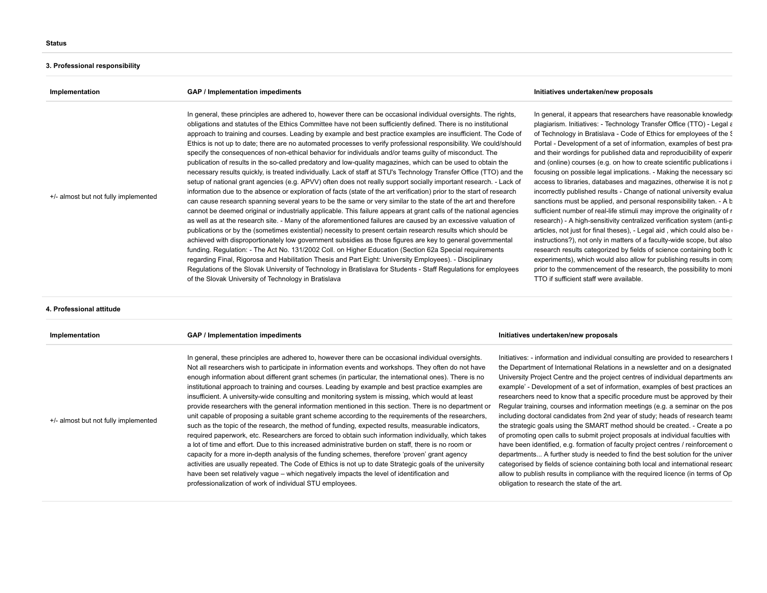**Status**

**3. Professional responsibility**

| Implementation | GAP / Implementation impediments | Initiatives undertaken/new proposals |
|---|---|---|
| +/- almost but not fully implemented | In general, these principles are adhered to, however there can be occasional individual oversights. The rights, obligations and statutes of the Ethics Committee have not been sufficiently defined. There is no institutional approach to training and courses. Leading by example and best practice examples are insufficient. The Code of Ethics is not up to date; there are no automated processes to verify professional responsibility. We could/should specify the consequences of non-ethical behavior for individuals and/or teams guilty of misconduct. The publication of results in the so-called predatory and low-quality magazines, which can be used to obtain the necessary results quickly, is treated individually. Lack of staff at STU's Technology Transfer Office (TTO) and the setup of national grant agencies (e.g. APVV) often does not really support socially important research. - Lack of information due to the absence or exploration of facts (state of the art verification) prior to the start of research can cause research spanning several years to be the same or very similar to the state of the art and therefore cannot be deemed original or industrially applicable. This failure appears at grant calls of the national agencies as well as at the research site. - Many of the aforementioned failures are caused by an excessive valuation of publications or by the (sometimes existential) necessity to present certain research results which should be achieved with disproportionately low government subsidies as those figures are key to general governmental funding. Regulation: - The Act No. 131/2002 Coll. on Higher Education (Section 62a Special requirements regarding Final, Rigorosa and Habilitation Thesis and Part Eight: University Employees). - Disciplinary Regulations of the Slovak University of Technology in Bratislava for Students - Staff Regulations for employees of the Slovak University of Technology in Bratislava | In general, it appears that researchers have reasonable knowledg plagiarism. Initiatives: - Technology Transfer Office (TTO) - Legal a of Technology in Bratislava - Code of Ethics for employees of the S Portal - Development of a set of information, examples of best pra and their wordings for published data and reproducibility of experi and (online) courses (e.g. on how to create scientific publications i focusing on possible legal implications. - Making the necessary sc access to libraries, databases and magazines, otherwise it is not p incorrectly published results - Change of national university evalu sanctions must be applied, and personal responsibility taken. - A b sufficient number of real-life stimuli may improve the originality of r research) - A high-sensitivity centralized verification system (anti-p articles, not just for final theses), - Legal aid , which could also be instructions?), not only in matters of a faculty-wide scope, but also research results categorized by fields of science containing both lo experiments), which would also allow for publishing results in com prior to the commencement of the research, the possibility to moni TTO if sufficient staff were available. |

**4. Professional attitude**

| Implementation | GAP / Implementation impediments | Initiatives undertaken/new proposals |
|---|---|---|
| +/- almost but not fully implemented | In general, these principles are adhered to, however there can be occasional individual oversights. Not all researchers wish to participate in information events and workshops. They often do not have enough information about different grant schemes (in particular, the international ones). There is no institutional approach to training and courses. Leading by example and best practice examples are insufficient. A university-wide consulting and monitoring system is missing, which would at least provide researchers with the general information mentioned in this section. There is no department or unit capable of proposing a suitable grant scheme according to the requirements of the researchers, such as the topic of the research, the method of funding, expected results, measurable indicators, required paperwork, etc. Researchers are forced to obtain such information individually, which takes a lot of time and effort. Due to this increased administrative burden on staff, there is no room or capacity for a more in-depth analysis of the funding schemes, therefore 'proven' grant agency activities are usually repeated. The Code of Ethics is not up to date Strategic goals of the university have been set relatively vague – which negatively impacts the level of identification and professionalization of work of individual STU employees. | Initiatives: - information and individual consulting are provided to researchers b the Department of International Relations in a newsletter and on a designated University Project Centre and the project centres of individual departments an example' - Development of a set of information, examples of best practices an researchers need to know that a specific procedure must be approved by thei Regular training, courses and information meetings (e.g. a seminar on the pos including doctoral candidates from 2nd year of study; heads of research teams the strategic goals using the SMART method should be created. - Create a po of promoting open calls to submit project proposals at individual faculties with have been identified, e.g. formation of faculty project centres / reinforcement o departments... A further study is needed to find the best solution for the univer categorised by fields of science containing both local and international researc allow to publish results in compliance with the required licence (in terms of Op obligation to research the state of the art. |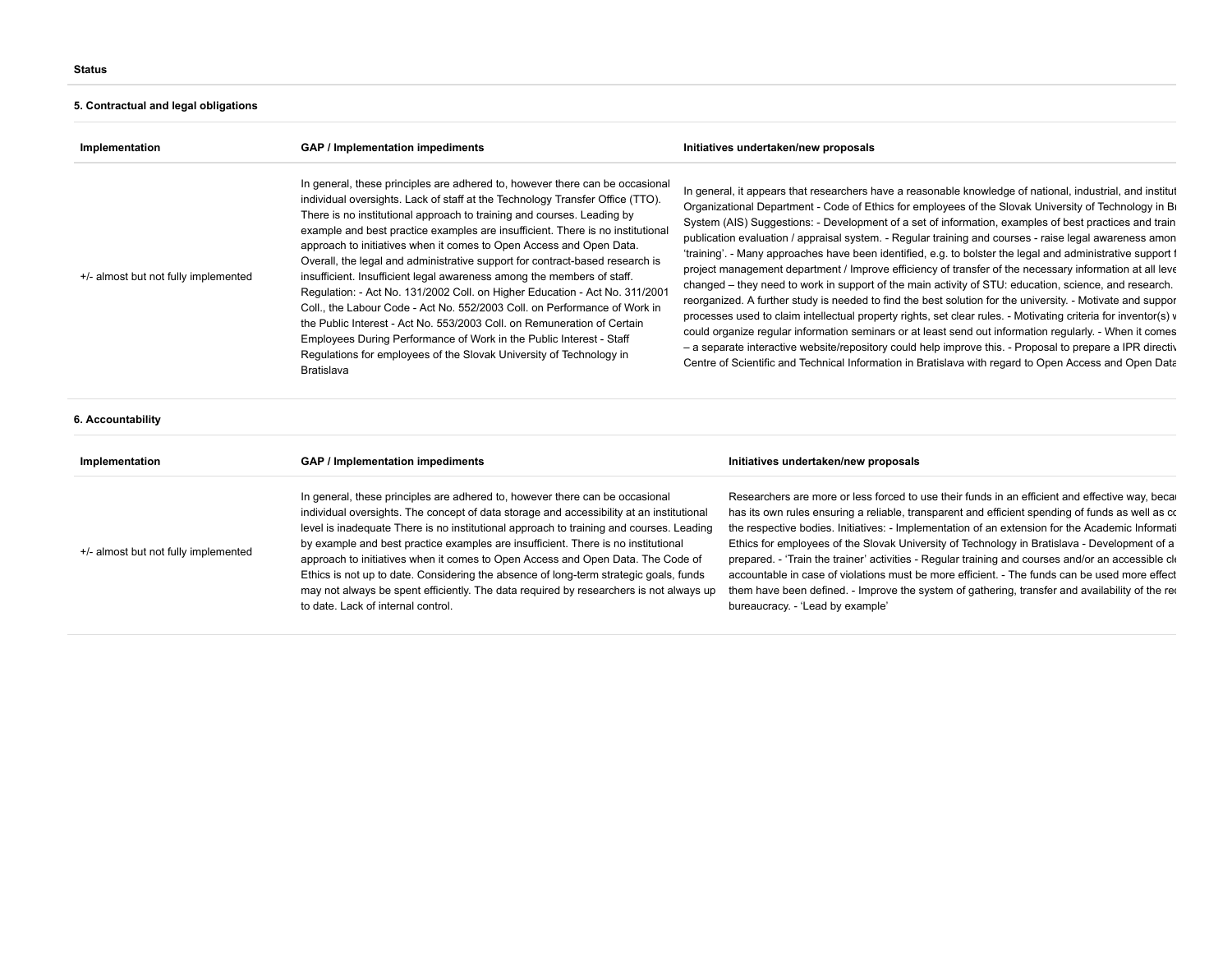**Status**

**5. Contractual and legal obligations**

| Implementation | GAP / Implementation impediments | Initiatives undertaken/new proposals |
|---|---|---|
| +/- almost but not fully implemented | In general, these principles are adhered to, however there can be occasional individual oversights. Lack of staff at the Technology Transfer Office (TTO). There is no institutional approach to training and courses. Leading by example and best practice examples are insufficient. There is no institutional approach to initiatives when it comes to Open Access and Open Data. Overall, the legal and administrative support for contract-based research is insufficient. Insufficient legal awareness among the members of staff. Regulation: - Act No. 131/2002 Coll. on Higher Education - Act No. 311/2001 Coll., the Labour Code - Act No. 552/2003 Coll. on Performance of Work in the Public Interest - Act No. 553/2003 Coll. on Remuneration of Certain Employees During Performance of Work in the Public Interest - Staff Regulations for employees of the Slovak University of Technology in Bratislava | In general, it appears that researchers have a reasonable knowledge of national, industrial, and institut Organizational Department - Code of Ethics for employees of the Slovak University of Technology in Br System (AIS) Suggestions: - Development of a set of information, examples of best practices and train publication evaluation / appraisal system. - Regular training and courses - raise legal awareness amon 'training'. - Many approaches have been identified, e.g. to bolster the legal and administrative support f project management department / Improve efficiency of transfer of the necessary information at all leve changed – they need to work in support of the main activity of STU: education, science, and research. reorganized. A further study is needed to find the best solution for the university. - Motivate and suppor processes used to claim intellectual property rights, set clear rules. - Motivating criteria for inventor(s) v could organize regular information seminars or at least send out information regularly. - When it comes – a separate interactive website/repository could help improve this. - Proposal to prepare a IPR directiv Centre of Scientific and Technical Information in Bratislava with regard to Open Access and Open Data |

**6. Accountability**

| Implementation | GAP / Implementation impediments | Initiatives undertaken/new proposals |
|---|---|---|
| +/- almost but not fully implemented | In general, these principles are adhered to, however there can be occasional individual oversights. The concept of data storage and accessibility at an institutional level is inadequate There is no institutional approach to training and courses. Leading by example and best practice examples are insufficient. There is no institutional approach to initiatives when it comes to Open Access and Open Data. The Code of Ethics is not up to date. Considering the absence of long-term strategic goals, funds may not always be spent efficiently. The data required by researchers is not always up to date. Lack of internal control. | Researchers are more or less forced to use their funds in an efficient and effective way, becau has its own rules ensuring a reliable, transparent and efficient spending of funds as well as co the respective bodies. Initiatives: - Implementation of an extension for the Academic Informati Ethics for employees of the Slovak University of Technology in Bratislava - Development of a prepared. - 'Train the trainer' activities - Regular training and courses and/or an accessible cl accountable in case of violations must be more efficient. - The funds can be used more effect them have been defined. - Improve the system of gathering, transfer and availability of the rec bureaucracy. - 'Lead by example' |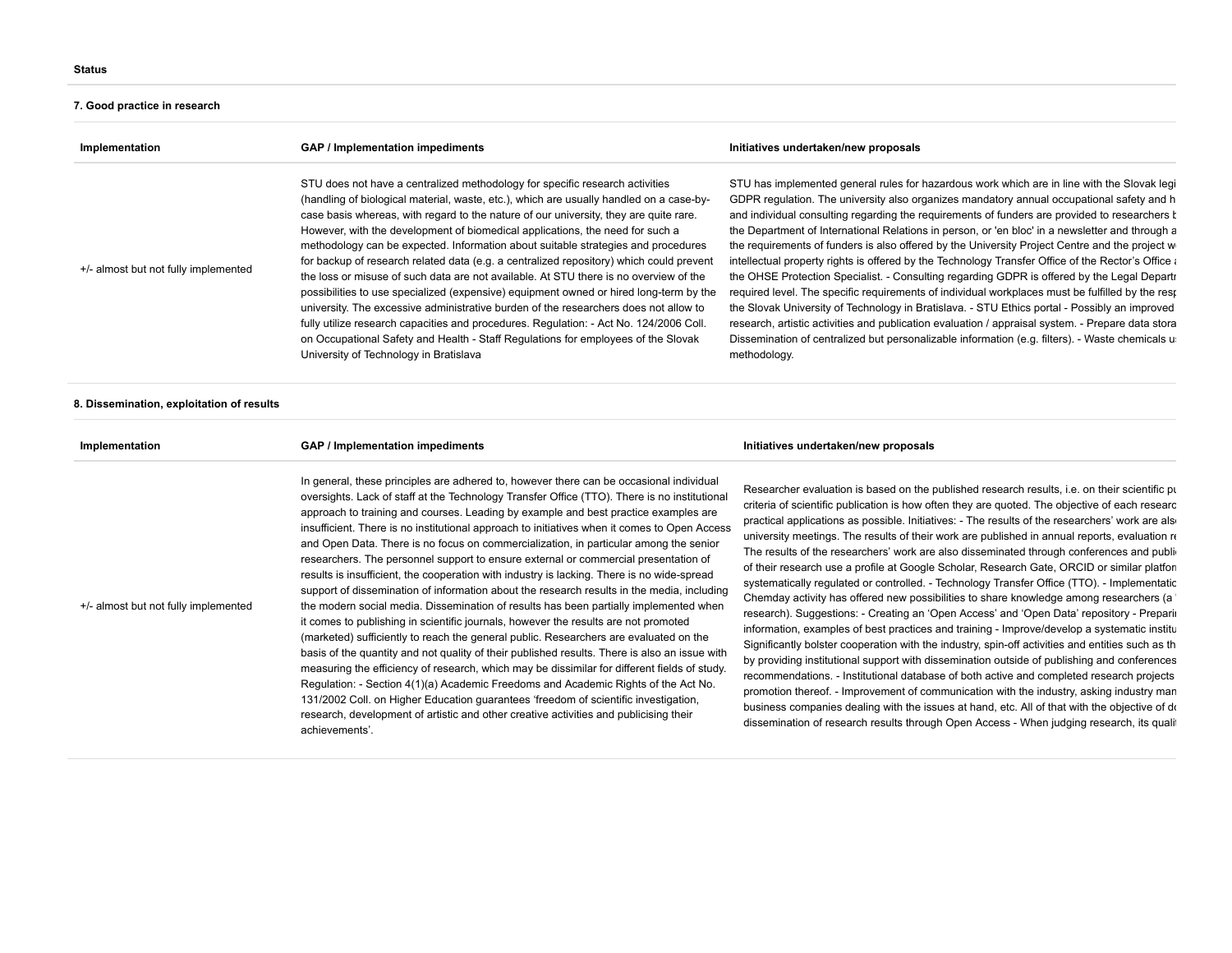**Status**

**7. Good practice in research**

| Implementation | GAP / Implementation impediments | Initiatives undertaken/new proposals |
|---|---|---|
| +/- almost but not fully implemented | STU does not have a centralized methodology for specific research activities (handling of biological material, waste, etc.), which are usually handled on a case-by-case basis whereas, with regard to the nature of our university, they are quite rare. However, with the development of biomedical applications, the need for such a methodology can be expected. Information about suitable strategies and procedures for backup of research related data (e.g. a centralized repository) which could prevent the loss or misuse of such data are not available. At STU there is no overview of the possibilities to use specialized (expensive) equipment owned or hired long-term by the university. The excessive administrative burden of the researchers does not allow to fully utilize research capacities and procedures. Regulation: - Act No. 124/2006 Coll. on Occupational Safety and Health - Staff Regulations for employees of the Slovak University of Technology in Bratislava | STU has implemented general rules for hazardous work which are in line with the Slovak legi GDPR regulation. The university also organizes mandatory annual occupational safety and h and individual consulting regarding the requirements of funders are provided to researchers b the Department of International Relations in person, or 'en bloc' in a newsletter and through a the requirements of funders is also offered by the University Project Centre and the project w intellectual property rights is offered by the Technology Transfer Office of the Rector's Office a the OHSE Protection Specialist. - Consulting regarding GDPR is offered by the Legal Departr required level. The specific requirements of individual workplaces must be fulfilled by the resp the Slovak University of Technology in Bratislava. - STU Ethics portal - Possibly an improved research, artistic activities and publication evaluation / appraisal system. - Prepare data stora Dissemination of centralized but personalizable information (e.g. filters). - Waste chemicals u methodology. |

**8. Dissemination, exploitation of results**

| Implementation | GAP / Implementation impediments | Initiatives undertaken/new proposals |
|---|---|---|
| +/- almost but not fully implemented | In general, these principles are adhered to, however there can be occasional individual oversights. Lack of staff at the Technology Transfer Office (TTO). There is no institutional approach to training and courses. Leading by example and best practice examples are insufficient. There is no institutional approach to initiatives when it comes to Open Access and Open Data. There is no focus on commercialization, in particular among the senior researchers. The personnel support to ensure external or commercial presentation of results is insufficient, the cooperation with industry is lacking. There is no wide-spread support of dissemination of information about the research results in the media, including the modern social media. Dissemination of results has been partially implemented when it comes to publishing in scientific journals, however the results are not promoted (marketed) sufficiently to reach the general public. Researchers are evaluated on the basis of the quantity and not quality of their published results. There is also an issue with measuring the efficiency of research, which may be dissimilar for different fields of study. Regulation: - Section 4(1)(a) Academic Freedoms and Academic Rights of the Act No. 131/2002 Coll. on Higher Education guarantees 'freedom of scientific investigation, research, development of artistic and other creative activities and publicising their achievements'. | Researcher evaluation is based on the published research results, i.e. on their scientific pu criteria of scientific publication is how often they are quoted. The objective of each researc practical applications as possible. Initiatives: - The results of the researchers' work are als university meetings. The results of their work are published in annual reports, evaluation re The results of the researchers' work are also disseminated through conferences and publi of their research use a profile at Google Scholar, Research Gate, ORCID or similar platfor systematically regulated or controlled. - Technology Transfer Office (TTO). - Implementatic Chemday activity has offered new possibilities to share knowledge among researchers (a research). Suggestions: - Creating an 'Open Access' and 'Open Data' repository - Prepari information, examples of best practices and training - Improve/develop a systematic institu Significantly bolster cooperation with the industry, spin-off activities and entities such as th by providing institutional support with dissemination outside of publishing and conferences recommendations. - Institutional database of both active and completed research projects promotion thereof. - Improvement of communication with the industry, asking industry man business companies dealing with the issues at hand, etc. All of that with the objective of do dissemination of research results through Open Access - When judging research, its qualit |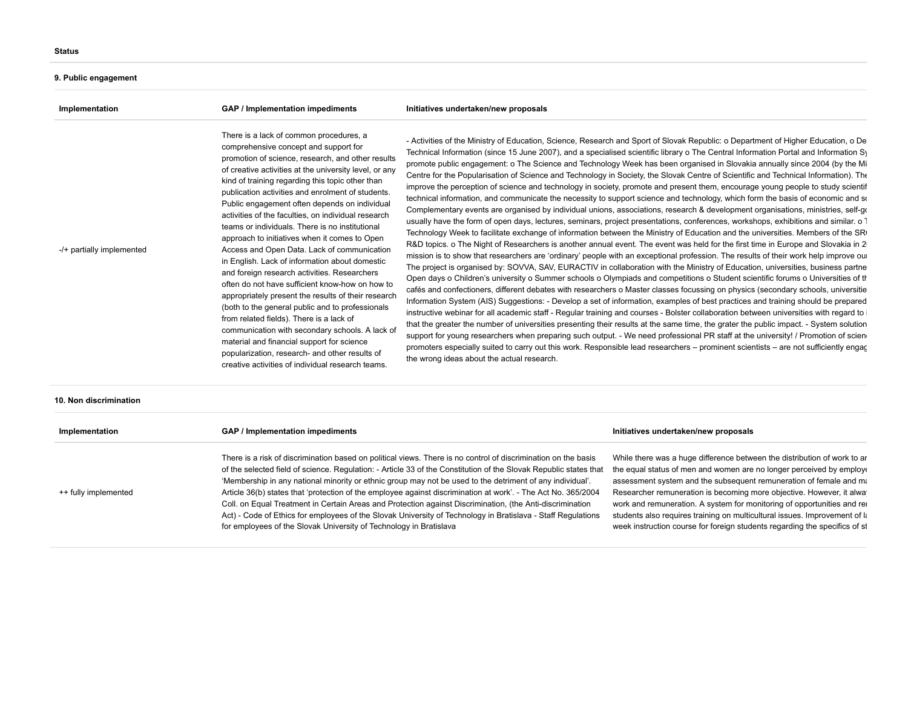**Status**

**9. Public engagement**

| Implementation | GAP / Implementation impediments | Initiatives undertaken/new proposals |
|---|---|---|
| -/+ partially implemented | There is a lack of common procedures, a comprehensive concept and support for promotion of science, research, and other results of creative activities at the university level, or any kind of training regarding this topic other than publication activities and enrolment of students. Public engagement often depends on individual activities of the faculties, on individual research teams or individuals. There is no institutional approach to initiatives when it comes to Open Access and Open Data. Lack of communication in English. Lack of information about domestic and foreign research activities. Researchers often do not have sufficient know-how on how to appropriately present the results of their research (both to the general public and to professionals from related fields). There is a lack of communication with secondary schools. A lack of material and financial support for science popularization, research- and other results of creative activities of individual research teams. | - Activities of the Ministry of Education, Science, Research and Sport of Slovak Republic: o Department of Higher Education, o De Technical Information (since 15 June 2007), and a specialised scientific library o The Central Information Portal and Information Sy promote public engagement: o The Science and Technology Week has been organised in Slovakia annually since 2004 (by the Mi Centre for the Popularisation of Science and Technology in Society, the Slovak Centre of Scientific and Technical Information). The improve the perception of science and technology in society, promote and present them, encourage young people to study scientif technical information, and communicate the necessity to support science and technology, which form the basis of economic and so Complementary events are organised by individual unions, associations, research & development organisations, ministries, self-go usually have the form of open days, lectures, seminars, project presentations, conferences, workshops, exhibitions and similar. o T Technology Week to facilitate exchange of information between the Ministry of Education and the universities. Members of the SR R&D topics. o The Night of Researchers is another annual event. The event was held for the first time in Europe and Slovakia in 2 mission is to show that researchers are 'ordinary' people with an exceptional profession. The results of their work help improve our The project is organised by: SOVVA, SAV, EURACTIV in collaboration with the Ministry of Education, universities, business partne Open days o Children's university o Summer schools o Olympiads and competitions o Student scientific forums o Universities of th cafés and confectioners, different debates with researchers o Master classes focussing on physics (secondary schools, universitie Information System (AIS) Suggestions: - Develop a set of information, examples of best practices and training should be prepared instructive webinar for all academic staff - Regular training and courses - Bolster collaboration between universities with regard to i that the greater the number of universities presenting their results at the same time, the grater the public impact. - System solution support for young researchers when preparing such output. - We need professional PR staff at the university! / Promotion of scien promoters especially suited to carry out this work. Responsible lead researchers – prominent scientists – are not sufficiently engag the wrong ideas about the actual research. |

**10. Non discrimination**

| Implementation | GAP / Implementation impediments | Initiatives undertaken/new proposals |
|---|---|---|
| ++ fully implemented | There is a risk of discrimination based on political views. There is no control of discrimination on the basis of the selected field of science. Regulation: - Article 33 of the Constitution of the Slovak Republic states that 'Membership in any national minority or ethnic group may not be used to the detriment of any individual'. Article 36(b) states that 'protection of the employee against discrimination at work'. - The Act No. 365/2004 Coll. on Equal Treatment in Certain Areas and Protection against Discrimination, (the Anti-discrimination Act) - Code of Ethics for employees of the Slovak University of Technology in Bratislava - Staff Regulations for employees of the Slovak University of Technology in Bratislava | While there was a huge difference between the distribution of work to ar the equal status of men and women are no longer perceived by employe assessment system and the subsequent remuneration of female and ma Researcher remuneration is becoming more objective. However, it alwa work and remuneration. A system for monitoring of opportunities and re students also requires training on multicultural issues. Improvement of la week instruction course for foreign students regarding the specifics of st |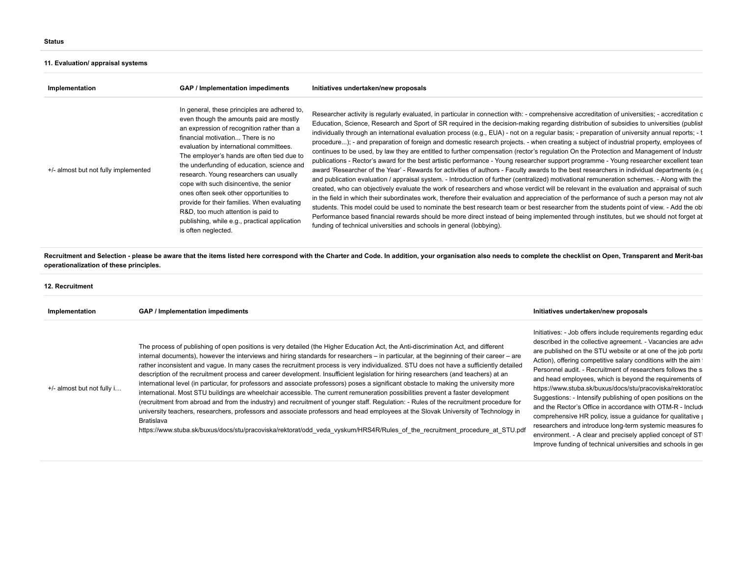**Status**

**11. Evaluation/ appraisal systems**

| Implementation | GAP / Implementation impediments | Initiatives undertaken/new proposals |
| --- | --- | --- |
| +/- almost but not fully implemented | In general, these principles are adhered to, even though the amounts paid are mostly an expression of recognition rather than a financial motivation... There is no evaluation by international committees. The employer's hands are often tied due to the underfunding of education, science and research. Young researchers can usually cope with such disincentive, the senior ones often seek other opportunities to provide for their families. When evaluating R&D, too much attention is paid to publishing, while e.g., practical application is often neglected. | Researcher activity is regularly evaluated, in particular in connection with: - comprehensive accreditation of universities; - accreditation c Education, Science, Research and Sport of SR required in the decision-making regarding distribution of subsidies to universities (publish individually through an international evaluation process (e.g., EUA) - not on a regular basis; - preparation of university annual reports; - t procedure...); - and preparation of foreign and domestic research projects. - when creating a subject of industrial property, employees of continues to be used, by law they are entitled to further compensation (rector's regulation On the Protection and Management of Industr publications - Rector's award for the best artistic performance - Young researcher support programme - Young researcher excellent tean award 'Researcher of the Year' - Rewards for activities of authors - Faculty awards to the best researchers in individual departments (e.g and publication evaluation / appraisal system. - Introduction of further (centralized) motivational remuneration schemes. - Along with the created, who can objectively evaluate the work of researchers and whose verdict will be relevant in the evaluation and appraisal of such in the field in which their subordinates work, therefore their evaluation and appreciation of the performance of such a person may not alw students. This model could be used to nominate the best research team or best researcher from the students point of view. - Add the obl Performance based financial rewards should be more direct instead of being implemented through institutes, but we should not forget ab funding of technical universities and schools in general (lobbying). |

**Recruitment and Selection - please be aware that the items listed here correspond with the Charter and Code. In addition, your organisation also needs to complete the checklist on Open, Transparent and Merit-bas operationalization of these principles.**

**12. Recruitment**

| Implementation | GAP / Implementation impediments | Initiatives undertaken/new proposals |
| --- | --- | --- |
| +/- almost but not fully i… | The process of publishing of open positions is very detailed (the Higher Education Act, the Anti-discrimination Act, and different internal documents), however the interviews and hiring standards for researchers – in particular, at the beginning of their career – are rather inconsistent and vague. In many cases the recruitment process is very individualized. STU does not have a sufficiently detailed description of the recruitment process and career development. Insufficient legislation for hiring researchers (and teachers) at an international level (in particular, for professors and associate professors) poses a significant obstacle to making the university more international. Most STU buildings are wheelchair accessible. The current remuneration possibilities prevent a faster development (recruitment from abroad and from the industry) and recruitment of younger staff. Regulation: - Rules of the recruitment procedure for university teachers, researchers, professors and associate professors and head employees at the Slovak University of Technology in Bratislava https://www.stuba.sk/buxus/docs/stu/pracoviska/rektorat/odd_veda_vyskum/HRS4R/Rules_of_the_recruitment_procedure_at_STU.pdf | Initiatives: - Job offers include requirements regarding educ described in the collective agreement. - Vacancies are adve are published on the STU website or at one of the job porta Action), offering competitive salary conditions with the aim Personnel audit. - Recruitment of researchers follows the s and head employees, which is beyond the requirements of https://www.stuba.sk/buxus/docs/stu/pracoviska/rektorat/oc Suggestions: - Intensify publishing of open positions on the and the Rector's Office in accordance with OTM-R - Include comprehensive HR policy, issue a guidance for qualitative p researchers and introduce long-term systemic measures fo environment. - A clear and precisely applied concept of STI Improve funding of technical universities and schools in ger |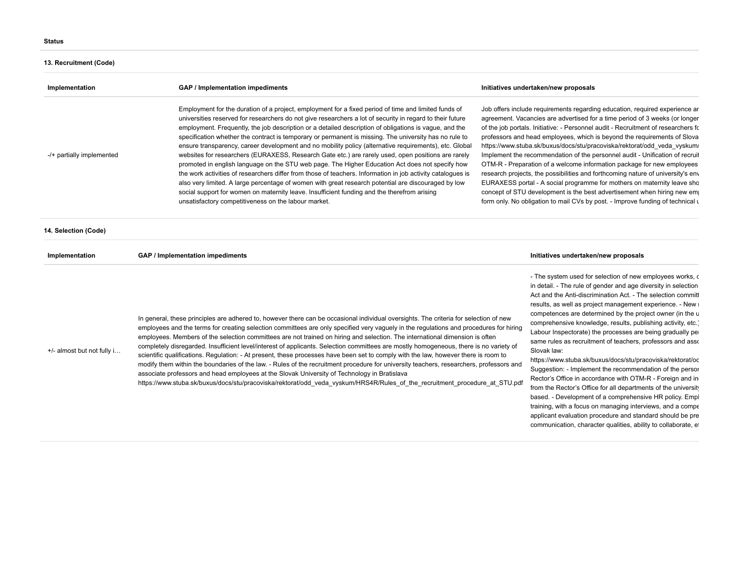**Status**

**13. Recruitment (Code)**

| Implementation | GAP / Implementation impediments | Initiatives undertaken/new proposals |
|---|---|---|
| -/+ partially implemented | Employment for the duration of a project, employment for a fixed period of time and limited funds of universities reserved for researchers do not give researchers a lot of security in regard to their future employment. Frequently, the job description or a detailed description of obligations is vague, and the specification whether the contract is temporary or permanent is missing. The university has no rule to ensure transparency, career development and no mobility policy (alternative requirements), etc. Global websites for researchers (EURAXESS, Research Gate etc.) are rarely used, open positions are rarely promoted in english language on the STU web page. The Higher Education Act does not specify how the work activities of researchers differ from those of teachers. Information in job activity catalogues is also very limited. A large percentage of women with great research potential are discouraged by low social support for women on maternity leave. Insufficient funding and the therefrom arising unsatisfactory competitiveness on the labour market. | Job offers include requirements regarding education, required experience ar agreement. Vacancies are advertised for a time period of 3 weeks (or longer of the job portals. Initiative: - Personnel audit - Recruitment of researchers fo professors and head employees, which is beyond the requirements of Slova https://www.stuba.sk/buxus/docs/stu/pracoviska/rektorat/odd_veda_vyskum/ Implement the recommendation of the personnel audit - Unification of recruit OTM-R - Preparation of a welcome information package for new employees research projects, the possibilities and forthcoming nature of university's env EURAXESS portal - A social programme for mothers on maternity leave sho concept of STU development is the best advertisement when hiring new emp form only. No obligation to mail CVs by post. - Improve funding of technical u |

**14. Selection (Code)**

| Implementation | GAP / Implementation impediments | Initiatives undertaken/new proposals |
|---|---|---|
| +/- almost but not fully i… | In general, these principles are adhered to, however there can be occasional individual oversights. The criteria for selection of new employees and the terms for creating selection committees are only specified very vaguely in the regulations and procedures for hiring employees. Members of the selection committees are not trained on hiring and selection. The international dimension is often completely disregarded. Insufficient level/interest of applicants. Selection committees are mostly homogeneous, there is no variety of scientific qualifications. Regulation: - At present, these processes have been set to comply with the law, however there is room to modify them within the boundaries of the law. - Rules of the recruitment procedure for university teachers, researchers, professors and associate professors and head employees at the Slovak University of Technology in Bratislava https://www.stuba.sk/buxus/docs/stu/pracoviska/rektorat/odd_veda_vyskum/HRS4R/Rules_of_the_recruitment_procedure_at_STU.pdf | - The system used for selection of new employees works, c in detail. - The rule of gender and age diversity in selection Act and the Anti-discrimination Act. - The selection committ results, as well as project management experience. - New r competences are determined by the project owner (in the u comprehensive knowledge, results, publishing activity, etc.) Labour Inspectorate) the processes are being gradually per same rules as recruitment of teachers, professors and asso Slovak law: https://www.stuba.sk/buxus/docs/stu/pracoviska/rektorat/od Suggestion: - Implement the recommendation of the persor Rector's Office in accordance with OTM-R - Foreign and in from the Rector's Office for all departments of the university based. - Development of a comprehensive HR policy. Empl training, with a focus on managing interviews, and a compe applicant evaluation procedure and standard should be pre communication, character qualities, ability to collaborate, e |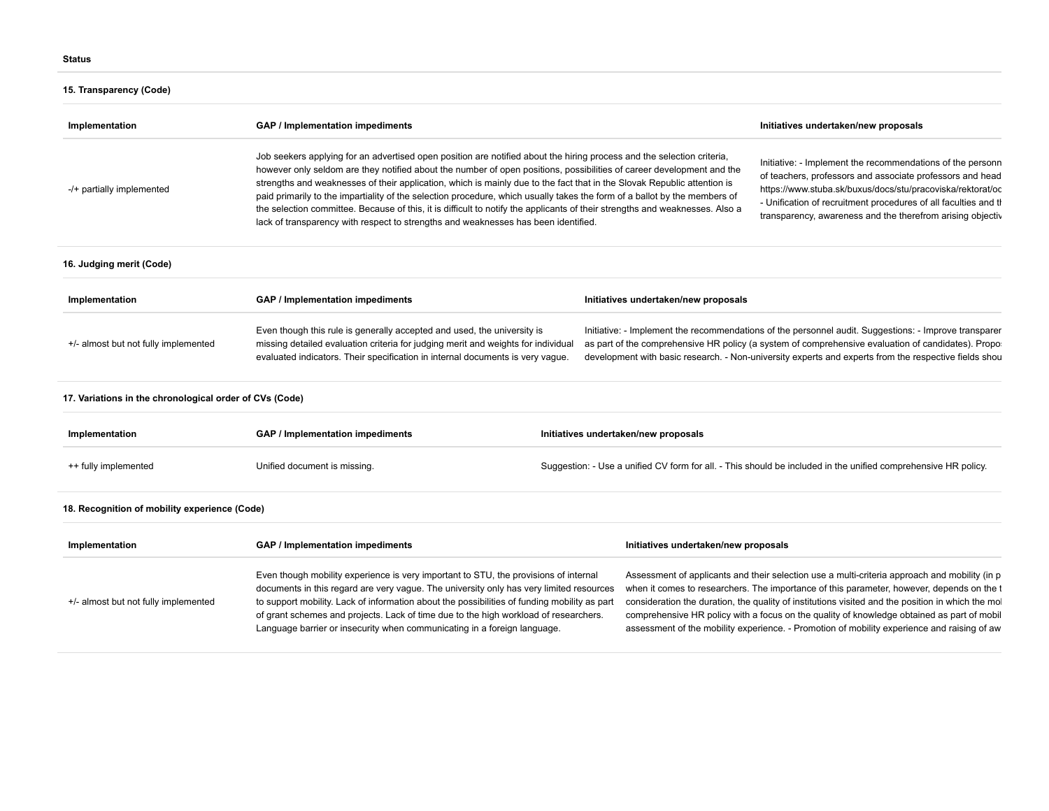**Status**

**15. Transparency (Code)**

| Implementation | GAP / Implementation impediments | Initiatives undertaken/new proposals |
| --- | --- | --- |
| -/+ partially implemented | Job seekers applying for an advertised open position are notified about the hiring process and the selection criteria, however only seldom are they notified about the number of open positions, possibilities of career development and the strengths and weaknesses of their application, which is mainly due to the fact that in the Slovak Republic attention is paid primarily to the impartiality of the selection procedure, which usually takes the form of a ballot by the members of the selection committee. Because of this, it is difficult to notify the applicants of their strengths and weaknesses. Also a lack of transparency with respect to strengths and weaknesses has been identified. | Initiative: - Implement the recommendations of the personn of teachers, professors and associate professors and head https://www.stuba.sk/buxus/docs/stu/pracoviska/rektorat/oc - Unification of recruitment procedures of all faculties and th transparency, awareness and the therefrom arising objectiv |

**16. Judging merit (Code)**

| Implementation | GAP / Implementation impediments | Initiatives undertaken/new proposals |
| --- | --- | --- |
| +/- almost but not fully implemented | Even though this rule is generally accepted and used, the university is missing detailed evaluation criteria for judging merit and weights for individual evaluated indicators. Their specification in internal documents is very vague. | Initiative: - Implement the recommendations of the personnel audit. Suggestions: - Improve transparer as part of the comprehensive HR policy (a system of comprehensive evaluation of candidates). Propo development with basic research. - Non-university experts and experts from the respective fields shou |

**17. Variations in the chronological order of CVs (Code)**

| Implementation | GAP / Implementation impediments | Initiatives undertaken/new proposals |
| --- | --- | --- |
| ++ fully implemented | Unified document is missing. | Suggestion: - Use a unified CV form for all. - This should be included in the unified comprehensive HR policy. |

**18. Recognition of mobility experience (Code)**

| Implementation | GAP / Implementation impediments | Initiatives undertaken/new proposals |
| --- | --- | --- |
| +/- almost but not fully implemented | Even though mobility experience is very important to STU, the provisions of internal documents in this regard are very vague. The university only has very limited resources to support mobility. Lack of information about the possibilities of funding mobility as part of grant schemes and projects. Lack of time due to the high workload of researchers. Language barrier or insecurity when communicating in a foreign language. | Assessment of applicants and their selection use a multi-criteria approach and mobility (in p when it comes to researchers. The importance of this parameter, however, depends on the t consideration the duration, the quality of institutions visited and the position in which the mol comprehensive HR policy with a focus on the quality of knowledge obtained as part of mobil assessment of the mobility experience. - Promotion of mobility experience and raising of aw |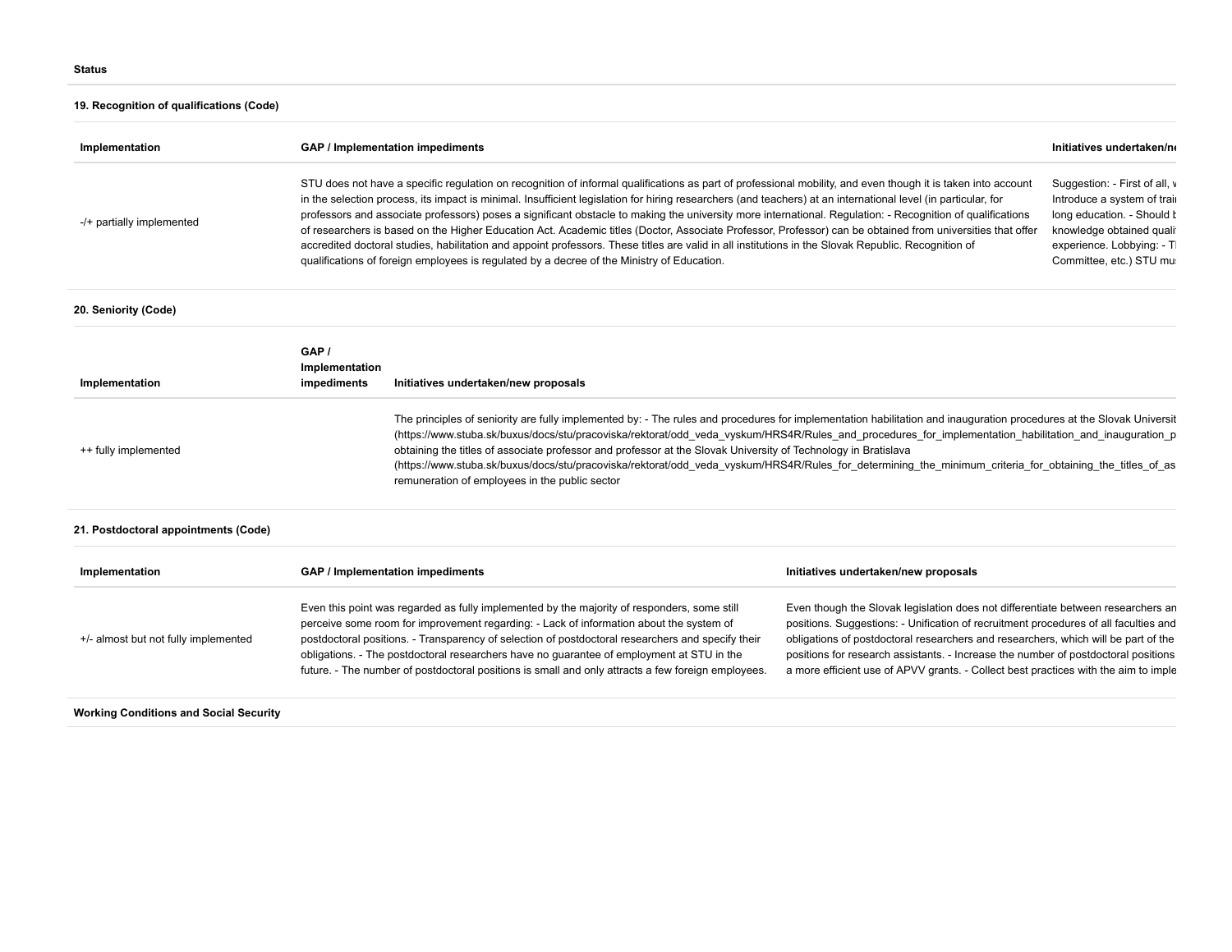**Status**

**19. Recognition of qualifications (Code)**

| Implementation | GAP / Implementation impediments | Initiatives undertaken/ne |
|---|---|---|
| -/+ partially implemented | STU does not have a specific regulation on recognition of informal qualifications as part of professional mobility, and even though it is taken into account in the selection process, its impact is minimal. Insufficient legislation for hiring researchers (and teachers) at an international level (in particular, for professors and associate professors) poses a significant obstacle to making the university more international. Regulation: - Recognition of qualifications of researchers is based on the Higher Education Act. Academic titles (Doctor, Associate Professor, Professor) can be obtained from universities that offer accredited doctoral studies, habilitation and appoint professors. These titles are valid in all institutions in the Slovak Republic. Recognition of qualifications of foreign employees is regulated by a decree of the Ministry of Education. | Suggestion: - First of all, v Introduce a system of trai long education. - Should b knowledge obtained quali experience. Lobbying: - T Committee, etc.) STU mu |

**20. Seniority (Code)**

| Implementation | GAP / Implementation impediments | Initiatives undertaken/new proposals |
|---|---|---|
| ++ fully implemented | | The principles of seniority are fully implemented by: - The rules and procedures for implementation habilitation and inauguration procedures at the Slovak Universit (https://www.stuba.sk/buxus/docs/stu/pracoviska/rektorat/odd_veda_vyskum/HRS4R/Rules_and_procedures_for_implementation_habilitation_and_inauguration_p obtaining the titles of associate professor and professor at the Slovak University of Technology in Bratislava (https://www.stuba.sk/buxus/docs/stu/pracoviska/rektorat/odd_veda_vyskum/HRS4R/Rules_for_determining_the_minimum_criteria_for_obtaining_the_titles_of_as remuneration of employees in the public sector |

**21. Postdoctoral appointments (Code)**

| Implementation | GAP / Implementation impediments | Initiatives undertaken/new proposals |
|---|---|---|
| +/- almost but not fully implemented | Even this point was regarded as fully implemented by the majority of responders, some still perceive some room for improvement regarding: - Lack of information about the system of postdoctoral positions. - Transparency of selection of postdoctoral researchers and specify their obligations. - The postdoctoral researchers have no guarantee of employment at STU in the future. - The number of postdoctoral positions is small and only attracts a few foreign employees. | Even though the Slovak legislation does not differentiate between researchers an positions. Suggestions: - Unification of recruitment procedures of all faculties and obligations of postdoctoral researchers and researchers, which will be part of the positions for research assistants. - Increase the number of postdoctoral positions a more efficient use of APVV grants. - Collect best practices with the aim to imple |

**Working Conditions and Social Security**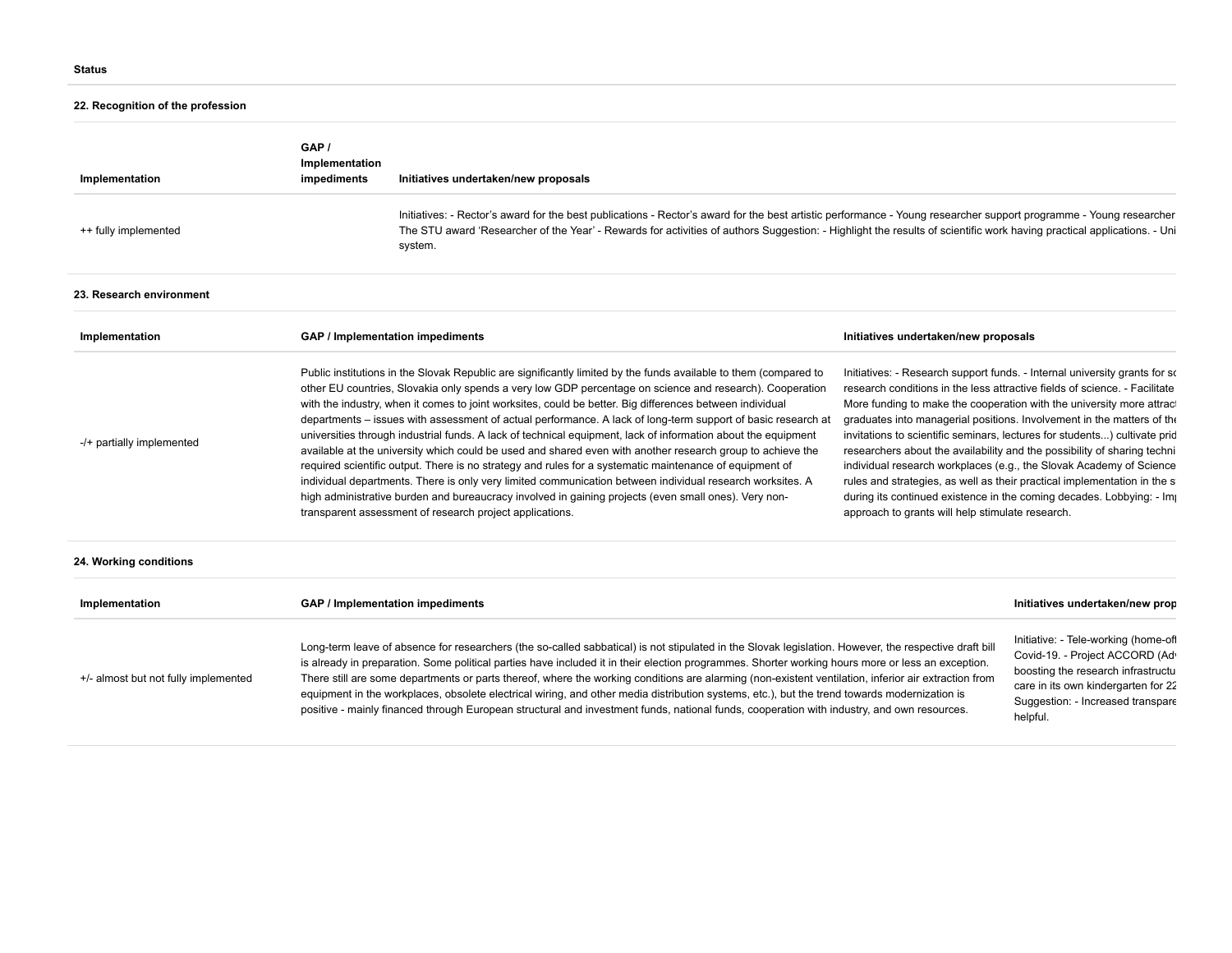**Status**

**22. Recognition of the profession**

| Implementation | GAP / Implementation impediments | Initiatives undertaken/new proposals |
|---|---|---|
| ++ fully implemented | | Initiatives: - Rector's award for the best publications - Rector's award for the best artistic performance - Young researcher support programme - Young researcher The STU award 'Researcher of the Year' - Rewards for activities of authors Suggestion: - Highlight the results of scientific work having practical applications. - Uni system. |

**23. Research environment**

| Implementation | GAP / Implementation impediments | Initiatives undertaken/new proposals |
|---|---|---|
| -/+ partially implemented | Public institutions in the Slovak Republic are significantly limited by the funds available to them (compared to other EU countries, Slovakia only spends a very low GDP percentage on science and research). Cooperation with the industry, when it comes to joint worksites, could be better. Big differences between individual departments – issues with assessment of actual performance. A lack of long-term support of basic research at universities through industrial funds. A lack of technical equipment, lack of information about the equipment available at the university which could be used and shared even with another research group to achieve the required scientific output. There is no strategy and rules for a systematic maintenance of equipment of individual departments. There is only very limited communication between individual research worksites. A high administrative burden and bureaucracy involved in gaining projects (even small ones). Very non-transparent assessment of research project applications. | Initiatives: - Research support funds. - Internal university grants for sc research conditions in the less attractive fields of science. - Facilitate More funding to make the cooperation with the university more attrac graduates into managerial positions. Involvement in the matters of the invitations to scientific seminars, lectures for students...) cultivate prid researchers about the availability and the possibility of sharing techni individual research workplaces (e.g., the Slovak Academy of Science rules and strategies, as well as their practical implementation in the s during its continued existence in the coming decades. Lobbying: - Im approach to grants will help stimulate research. |

**24. Working conditions**

| Implementation | GAP / Implementation impediments | Initiatives undertaken/new prop |
|---|---|---|
| +/- almost but not fully implemented | Long-term leave of absence for researchers (the so-called sabbatical) is not stipulated in the Slovak legislation. However, the respective draft bill is already in preparation. Some political parties have included it in their election programmes. Shorter working hours more or less an exception. There still are some departments or parts thereof, where the working conditions are alarming (non-existent ventilation, inferior air extraction from equipment in the workplaces, obsolete electrical wiring, and other media distribution systems, etc.), but the trend towards modernization is positive - mainly financed through European structural and investment funds, national funds, cooperation with industry, and own resources. | Initiative: - Tele-working (home-of Covid-19. - Project ACCORD (Adv boosting the research infrastructu care in its own kindergarten for 22 Suggestion: - Increased transpare helpful. |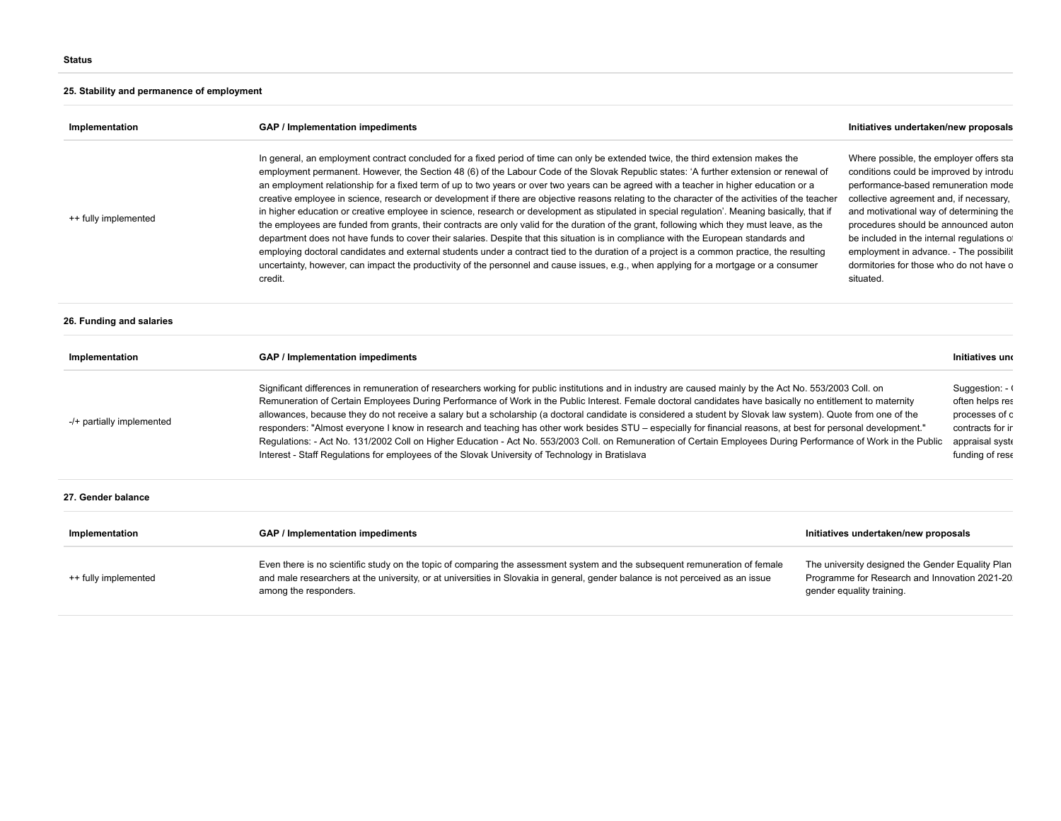**Status**

### 25. Stability and permanence of employment

| Implementation | GAP / Implementation impediments | Initiatives undertaken/new proposals |
|---|---|---|
| ++ fully implemented | In general, an employment contract concluded for a fixed period of time can only be extended twice, the third extension makes the employment permanent. However, the Section 48 (6) of the Labour Code of the Slovak Republic states: 'A further extension or renewal of an employment relationship for a fixed term of up to two years or over two years can be agreed with a teacher in higher education or a creative employee in science, research or development if there are objective reasons relating to the character of the activities of the teacher in higher education or creative employee in science, research or development as stipulated in special regulation'. Meaning basically, that if the employees are funded from grants, their contracts are only valid for the duration of the grant, following which they must leave, as the department does not have funds to cover their salaries. Despite that this situation is in compliance with the European standards and employing doctoral candidates and external students under a contract tied to the duration of a project is a common practice, the resulting uncertainty, however, can impact the productivity of the personnel and cause issues, e.g., when applying for a mortgage or a consumer credit. | Where possible, the employer offers sta conditions could be improved by introdu performance-based remuneration mode collective agreement and, if necessary, and motivational way of determining the procedures should be announced auton be included in the internal regulations o employment in advance. - The possibilit dormitories for those who do not have o situated. |

### 26. Funding and salaries

| Implementation | GAP / Implementation impediments | Initiatives und |
|---|---|---|
| -/+ partially implemented | Significant differences in remuneration of researchers working for public institutions and in industry are caused mainly by the Act No. 553/2003 Coll. on Remuneration of Certain Employees During Performance of Work in the Public Interest. Female doctoral candidates have basically no entitlement to maternity allowances, because they do not receive a salary but a scholarship (a doctoral candidate is considered a student by Slovak law system). Quote from one of the responders: "Almost everyone I know in research and teaching has other work besides STU – especially for financial reasons, at best for personal development." Regulations: - Act No. 131/2002 Coll on Higher Education - Act No. 553/2003 Coll. on Remuneration of Certain Employees During Performance of Work in the Public Interest - Staff Regulations for employees of the Slovak University of Technology in Bratislava | Suggestion: - often helps res processes of c contracts for in appraisal syste funding of rese |

### 27. Gender balance

| Implementation | GAP / Implementation impediments | Initiatives undertaken/new proposals |
|---|---|---|
| ++ fully implemented | Even there is no scientific study on the topic of comparing the assessment system and the subsequent remuneration of female and male researchers at the university, or at universities in Slovakia in general, gender balance is not perceived as an issue among the responders. | The university designed the Gender Equality Plan Programme for Research and Innovation 2021-20 gender equality training. |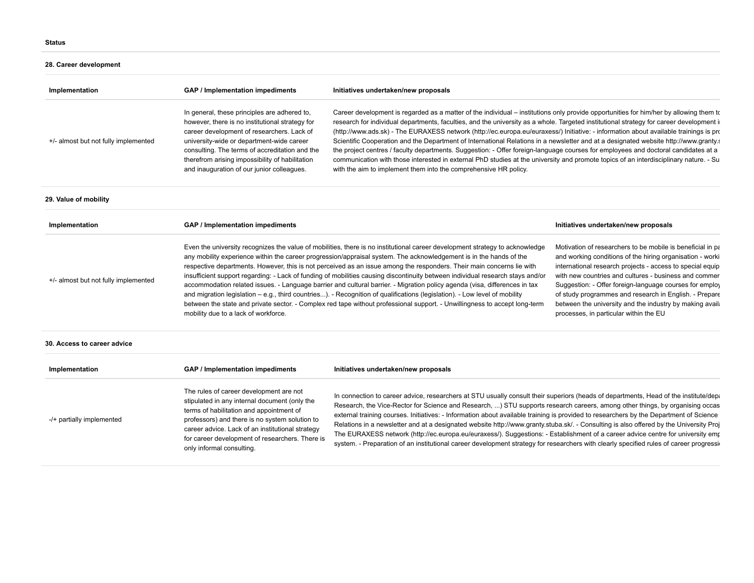**Status**

**28. Career development**

| Implementation | GAP / Implementation impediments | Initiatives undertaken/new proposals |
|---|---|---|
| +/- almost but not fully implemented | In general, these principles are adhered to, however, there is no institutional strategy for career development of researchers. Lack of university-wide or department-wide career consulting. The terms of accreditation and the therefrom arising impossibility of habilitation and inauguration of our junior colleagues. | Career development is regarded as a matter of the individual – institutions only provide opportunities for him/her by allowing them to research for individual departments, faculties, and the university as a whole. Targeted institutional strategy for career development i (http://www.ads.sk) - The EURAXESS network (http://ec.europa.eu/euraxess/) Initiative: - information about available trainings is pro Scientific Cooperation and the Department of International Relations in a newsletter and at a designated website http://www.granty.s the project centres / faculty departments. Suggestion: - Offer foreign-language courses for employees and doctoral candidates at a communication with those interested in external PhD studies at the university and promote topics of an interdisciplinary nature. - Su with the aim to implement them into the comprehensive HR policy. |

**29. Value of mobility**

| Implementation | GAP / Implementation impediments | Initiatives undertaken/new proposals |
|---|---|---|
| +/- almost but not fully implemented | Even the university recognizes the value of mobilities, there is no institutional career development strategy to acknowledge any mobility experience within the career progression/appraisal system. The acknowledgement is in the hands of the respective departments. However, this is not perceived as an issue among the responders. Their main concerns lie with insufficient support regarding: - Lack of funding of mobilities causing discontinuity between individual research stays and/or accommodation related issues. - Language barrier and cultural barrier. - Migration policy agenda (visa, differences in tax and migration legislation – e.g., third countries...). - Recognition of qualifications (legislation). - Low level of mobility between the state and private sector. - Complex red tape without professional support. - Unwillingness to accept long-term mobility due to a lack of workforce. | Motivation of researchers to be mobile is beneficial in pa and working conditions of the hiring organisation - worki international research projects - access to special equip with new countries and cultures - business and commer Suggestion: - Offer foreign-language courses for employ of study programmes and research in English. - Prepare between the university and the industry by making availa processes, in particular within the EU |

**30. Access to career advice**

| Implementation | GAP / Implementation impediments | Initiatives undertaken/new proposals |
|---|---|---|
| -/+ partially implemented | The rules of career development are not stipulated in any internal document (only the terms of habilitation and appointment of professors) and there is no system solution to career advice. Lack of an institutional strategy for career development of researchers. There is only informal consulting. | In connection to career advice, researchers at STU usually consult their superiors (heads of departments, Head of the institute/depa Research, the Vice-Rector for Science and Research, ...) STU supports research careers, among other things, by organising occas external training courses. Initiatives: - Information about available training is provided to researchers by the Department of Science Relations in a newsletter and at a designated website http://www.granty.stuba.sk/. - Consulting is also offered by the University Proj The EURAXESS network (http://ec.europa.eu/euraxess/). Suggestions: - Establishment of a career advice centre for university emp system. - Preparation of an institutional career development strategy for researchers with clearly specified rules of career progressi |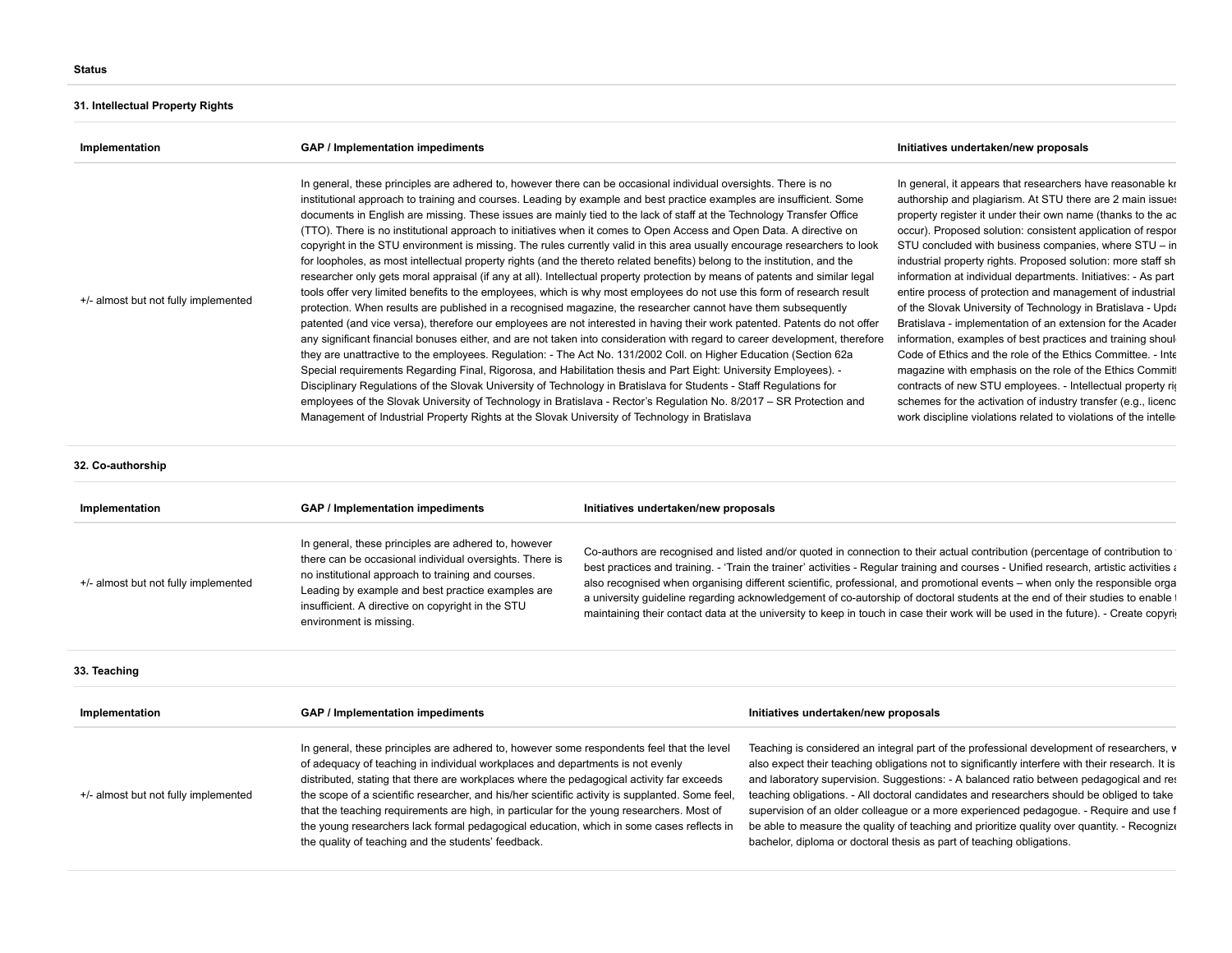**Status**

### 31. Intellectual Property Rights

| Implementation | GAP / Implementation impediments | Initiatives undertaken/new proposals |
|---|---|---|
| +/- almost but not fully implemented | In general, these principles are adhered to, however there can be occasional individual oversights. There is no institutional approach to training and courses. Leading by example and best practice examples are insufficient. Some documents in English are missing. These issues are mainly tied to the lack of staff at the Technology Transfer Office (TTO). There is no institutional approach to initiatives when it comes to Open Access and Open Data. A directive on copyright in the STU environment is missing. The rules currently valid in this area usually encourage researchers to look for loopholes, as most intellectual property rights (and the thereto related benefits) belong to the institution, and the researcher only gets moral appraisal (if any at all). Intellectual property protection by means of patents and similar legal tools offer very limited benefits to the employees, which is why most employees do not use this form of research result protection. When results are published in a recognised magazine, the researcher cannot have them subsequently patented (and vice versa), therefore our employees are not interested in having their work patented. Patents do not offer any significant financial bonuses either, and are not taken into consideration with regard to career development, therefore they are unattractive to the employees. Regulation: - The Act No. 131/2002 Coll. on Higher Education (Section 62a Special requirements Regarding Final, Rigorosa, and Habilitation thesis and Part Eight: University Employees). - Disciplinary Regulations of the Slovak University of Technology in Bratislava for Students - Staff Regulations for employees of the Slovak University of Technology in Bratislava - Rector's Regulation No. 8/2017 – SR Protection and Management of Industrial Property Rights at the Slovak University of Technology in Bratislava | In general, it appears that researchers have reasonable kı authorship and plagiarism. At STU there are 2 main issues property register it under their own name (thanks to the ac occur). Proposed solution: consistent application of respo STU concluded with business companies, where STU – in industrial property rights. Proposed solution: more staff sh information at individual departments. Initiatives: - As part entire process of protection and management of industrial of the Slovak University of Technology in Bratislava - Upd Bratislava - implementation of an extension for the Acader information, examples of best practices and training shoul Code of Ethics and the role of the Ethics Committee. - Inte magazine with emphasis on the role of the Ethics Commit contracts of new STU employees. - Intellectual property ri schemes for the activation of industry transfer (e.g., licenc work discipline violations related to violations of the intelle |

### 32. Co-authorship

| Implementation | GAP / Implementation impediments | Initiatives undertaken/new proposals |
|---|---|---|
| +/- almost but not fully implemented | In general, these principles are adhered to, however there can be occasional individual oversights. There is no institutional approach to training and courses. Leading by example and best practice examples are insufficient. A directive on copyright in the STU environment is missing. | Co-authors are recognised and listed and/or quoted in connection to their actual contribution (percentage of contribution to best practices and training. - 'Train the trainer' activities - Regular training and courses - Unified research, artistic activities also recognised when organising different scientific, professional, and promotional events – when only the responsible orga a university guideline regarding acknowledgement of co-authorship of doctoral students at the end of their studies to enable maintaining their contact data at the university to keep in touch in case their work will be used in the future). - Create copyri |

### 33. Teaching

| Implementation | GAP / Implementation impediments | Initiatives undertaken/new proposals |
|---|---|---|
| +/- almost but not fully implemented | In general, these principles are adhered to, however some respondents feel that the level of adequacy of teaching in individual workplaces and departments is not evenly distributed, stating that there are workplaces where the pedagogical activity far exceeds the scope of a scientific researcher, and his/her scientific activity is supplanted. Some feel, that the teaching requirements are high, in particular for the young researchers. Most of the young researchers lack formal pedagogical education, which in some cases reflects in the quality of teaching and the students' feedback. | Teaching is considered an integral part of the professional development of researchers, w also expect their teaching obligations not to significantly interfere with their research. It is and laboratory supervision. Suggestions: - A balanced ratio between pedagogical and res teaching obligations. - All doctoral candidates and researchers should be obliged to take supervision of an older colleague or a more experienced pedagogue. - Require and use f be able to measure the quality of teaching and prioritize quality over quantity. - Recogniz bachelor, diploma or doctoral thesis as part of teaching obligations. |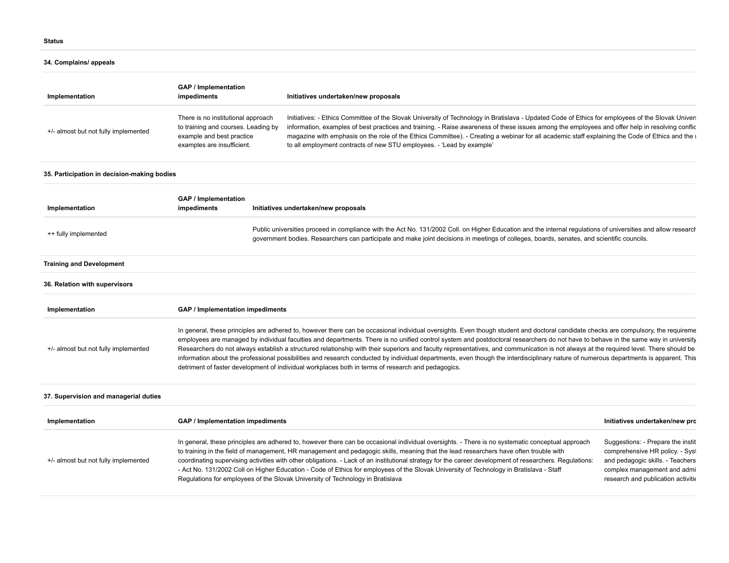**Status**

**34. Complains/ appeals**

| Implementation | GAP / Implementation impediments | Initiatives undertaken/new proposals |
|---|---|---|
| +/- almost but not fully implemented | There is no institutional approach to training and courses. Leading by example and best practice examples are insufficient. | Initiatives: - Ethics Committee of the Slovak University of Technology in Bratislava - Updated Code of Ethics for employees of the Slovak Univers information, examples of best practices and training. - Raise awareness of these issues among the employees and offer help in resolving conflic magazine with emphasis on the role of the Ethics Committee). - Creating a webinar for all academic staff explaining the Code of Ethics and the r to all employment contracts of new STU employees. - 'Lead by example' |

**35. Participation in decision-making bodies**

| Implementation | GAP / Implementation impediments | Initiatives undertaken/new proposals |
|---|---|---|
| ++ fully implemented | | Public universities proceed in compliance with the Act No. 131/2002 Coll. on Higher Education and the internal regulations of universities and allow research government bodies. Researchers can participate and make joint decisions in meetings of colleges, boards, senates, and scientific councils. |

**Training and Development**

**36. Relation with supervisors**

| Implementation | GAP / Implementation impediments |
|---|---|
| +/- almost but not fully implemented | In general, these principles are adhered to, however there can be occasional individual oversights. Even though student and doctoral candidate checks are compulsory, the requireme employees are managed by individual faculties and departments. There is no unified control system and postdoctoral researchers do not have to behave in the same way in university Researchers do not always establish a structured relationship with their superiors and faculty representatives, and communication is not always at the required level. There should be information about the professional possibilities and research conducted by individual departments, even though the interdisciplinary nature of numerous departments is apparent. This detriment of faster development of individual workplaces both in terms of research and pedagogics. |

**37. Supervision and managerial duties**

| Implementation | GAP / Implementation impediments | Initiatives undertaken/new pro |
|---|---|---|
| +/- almost but not fully implemented | In general, these principles are adhered to, however there can be occasional individual oversights. - There is no systematic conceptual approach to training in the field of management, HR management and pedagogic skills, meaning that the lead researchers have often trouble with coordinating supervising activities with other obligations. - Lack of an institutional strategy for the career development of researchers. Regulations: - Act No. 131/2002 Coll on Higher Education - Code of Ethics for employees of the Slovak University of Technology in Bratislava - Staff Regulations for employees of the Slovak University of Technology in Bratislava | Suggestions: - Prepare the instit comprehensive HR policy. - Syst and pedagogic skills. - Teachers complex management and admi research and publication activitie |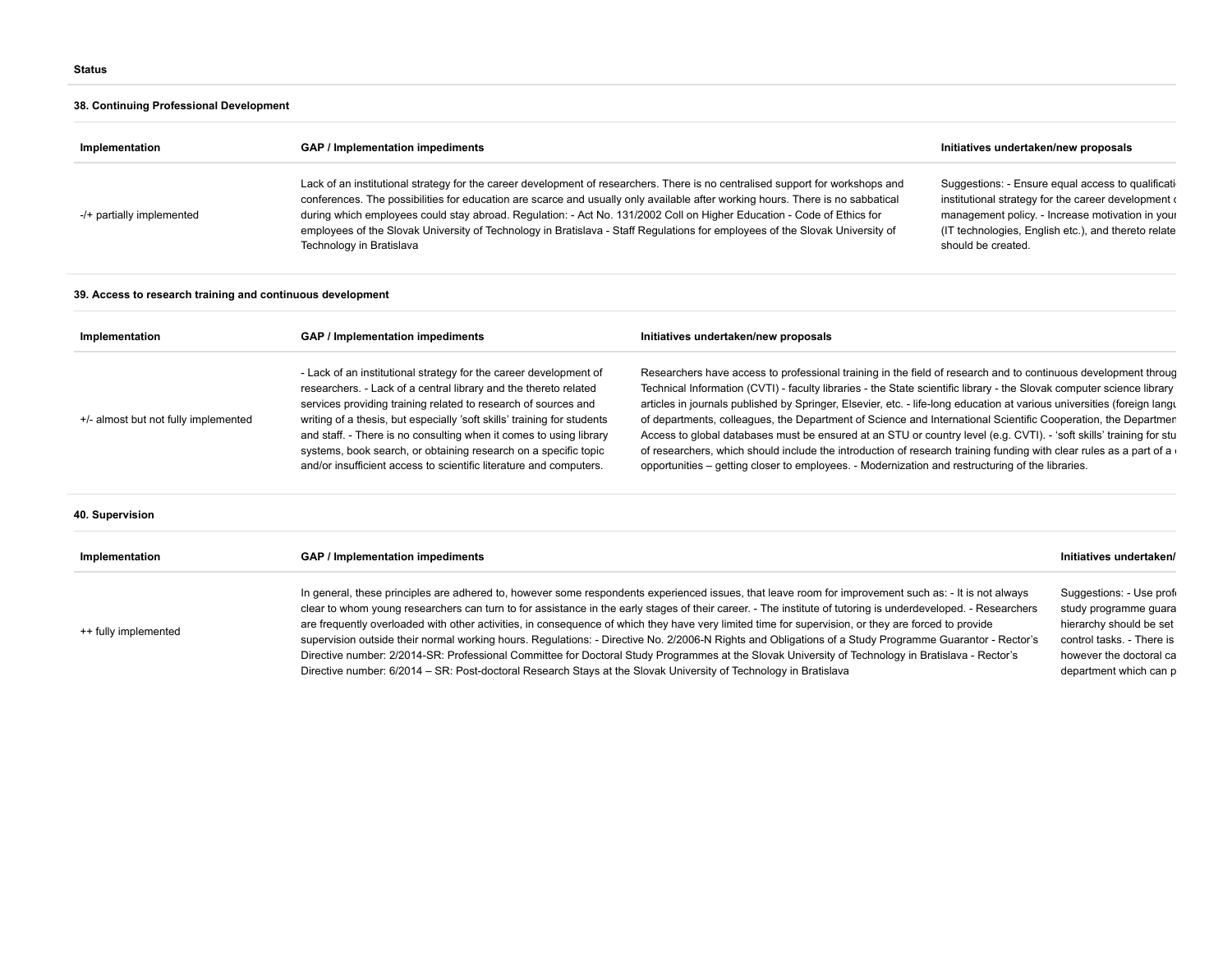**Status**

**38. Continuing Professional Development**

| Implementation | GAP / Implementation impediments | Initiatives undertaken/new proposals |
|---|---|---|
| -/+ partially implemented | Lack of an institutional strategy for the career development of researchers. There is no centralised support for workshops and conferences. The possibilities for education are scarce and usually only available after working hours. There is no sabbatical during which employees could stay abroad. Regulation: - Act No. 131/2002 Coll on Higher Education - Code of Ethics for employees of the Slovak University of Technology in Bratislava - Staff Regulations for employees of the Slovak University of Technology in Bratislava | Suggestions: - Ensure equal access to qualificati institutional strategy for the career development c management policy. - Increase motivation in your (IT technologies, English etc.), and thereto relate should be created. |

**39. Access to research training and continuous development**

| Implementation | GAP / Implementation impediments | Initiatives undertaken/new proposals |
|---|---|---|
| +/- almost but not fully implemented | - Lack of an institutional strategy for the career development of researchers. - Lack of a central library and the thereto related services providing training related to research of sources and writing of a thesis, but especially 'soft skills' training for students and staff. - There is no consulting when it comes to using library systems, book search, or obtaining research on a specific topic and/or insufficient access to scientific literature and computers. | Researchers have access to professional training in the field of research and to continuous development throug Technical Information (CVTI) - faculty libraries - the State scientific library - the Slovak computer science library articles in journals published by Springer, Elsevier, etc. - life-long education at various universities (foreign langu of departments, colleagues, the Department of Science and International Scientific Cooperation, the Departmen Access to global databases must be ensured at an STU or country level (e.g. CVTI). - 'soft skills' training for stu of researchers, which should include the introduction of research training funding with clear rules as a part of a opportunities – getting closer to employees. - Modernization and restructuring of the libraries. |

**40. Supervision**

| Implementation | GAP / Implementation impediments | Initiatives undertaken/ |
|---|---|---|
| ++ fully implemented | In general, these principles are adhered to, however some respondents experienced issues, that leave room for improvement such as: - It is not always clear to whom young researchers can turn to for assistance in the early stages of their career. - The institute of tutoring is underdeveloped. - Researchers are frequently overloaded with other activities, in consequence of which they have very limited time for supervision, or they are forced to provide supervision outside their normal working hours. Regulations: - Directive No. 2/2006-N Rights and Obligations of a Study Programme Guarantor - Rector's Directive number: 2/2014-SR: Professional Committee for Doctoral Study Programmes at the Slovak University of Technology in Bratislava - Rector's Directive number: 6/2014 – SR: Post-doctoral Research Stays at the Slovak University of Technology in Bratislava | Suggestions: - Use prof study programme guara hierarchy should be set control tasks. - There is however the doctoral ca department which can p |